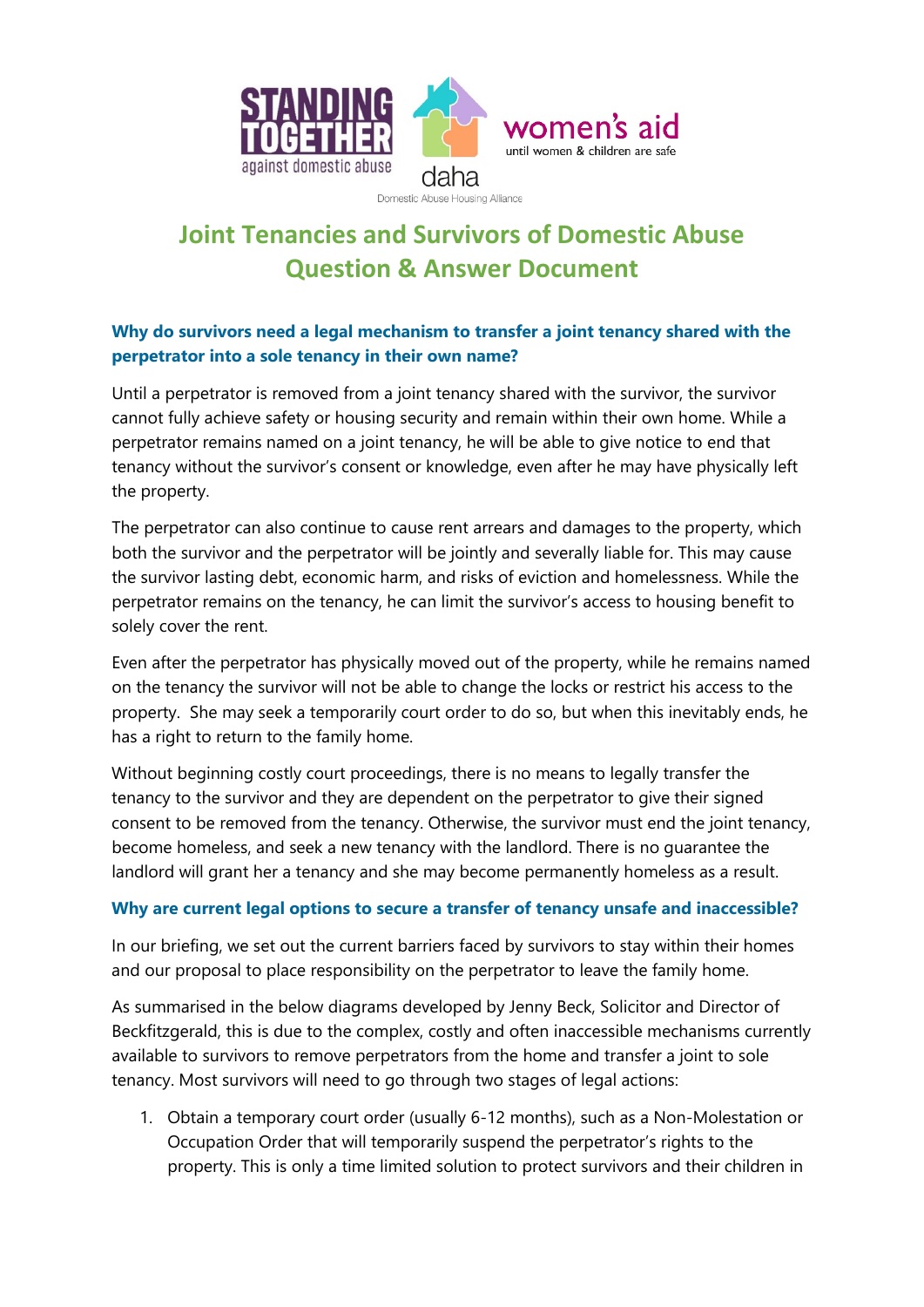# Joint Tenancies and Survivors of Domestic Abuse Question & Answer Document

### Why do survivors need a legal mechanism to transfer a joint tenancy shared with the perpetrator into a sole tenancy in their own name?

Until a perpetrator is removed from a joint tenancy shared with the survivor, the survivor cannot fully achieve safety or housing security and remain within their own home. While a perpetrator remains named on a joint tenancy, he will be able to give notice to end that tenancy without the survivor's consent or knowledge, even after he may have physically left the property.

The perpetrator can also continue to cause rent arrears and damages to the property, which both the survivor and the perpetrator will be jointly and severally liable for. This may cause the survivor lasting debt, economic harm, and risks of eviction and homelessness. While the perpetrator remains on the tenancy, he can limit the survivor's access to housing benefit to solely cover the rent.

Even after the perpetrator has physically moved out of the property, while he remains named on the tenancy the survivor will not be able to change the locks or restrict his access to the property. She may seek a temporarily court order to do so, but when this inevitably ends, he has a right to return to the family home.

Without beginning costly court proceedings, there is no means to legally transfer the tenancy to the survivor and they are dependent on the perpetrator to give their signed consent to be removed from the tenancy. Otherwise, the survivor must end the joint tenancy, become homeless, and seek a new tenancy with the landlord. There is no guarantee the landlord will grant her a tenancy and she may become permanently homeless as a result.

### Why are current legal options to secure a transfer of tenancy unsafe and inaccessible?

In our briefing, we set out the current barriers faced by survivors to stay within their homes and our proposal to place responsibility on the perpetrator to leave the family home.

As summarised in the below diagrams developed by Jenny Beck, Solicitor and Director of Beckfitzgerald, this is due to the complex, costly and often inaccessible mechanisms currently available to survivors to remove perpetrators from the home and transfer a joint to sole tenancy. Most survivors will need to go through two stages of legal actions:

1. Obtain a temporary court order (usually 6-12 months), such as a Non-Molestation or Occupation Order that will temporarily suspend the perpetrator's rights to the property. This is only a time limited solution to protect survivors and their children in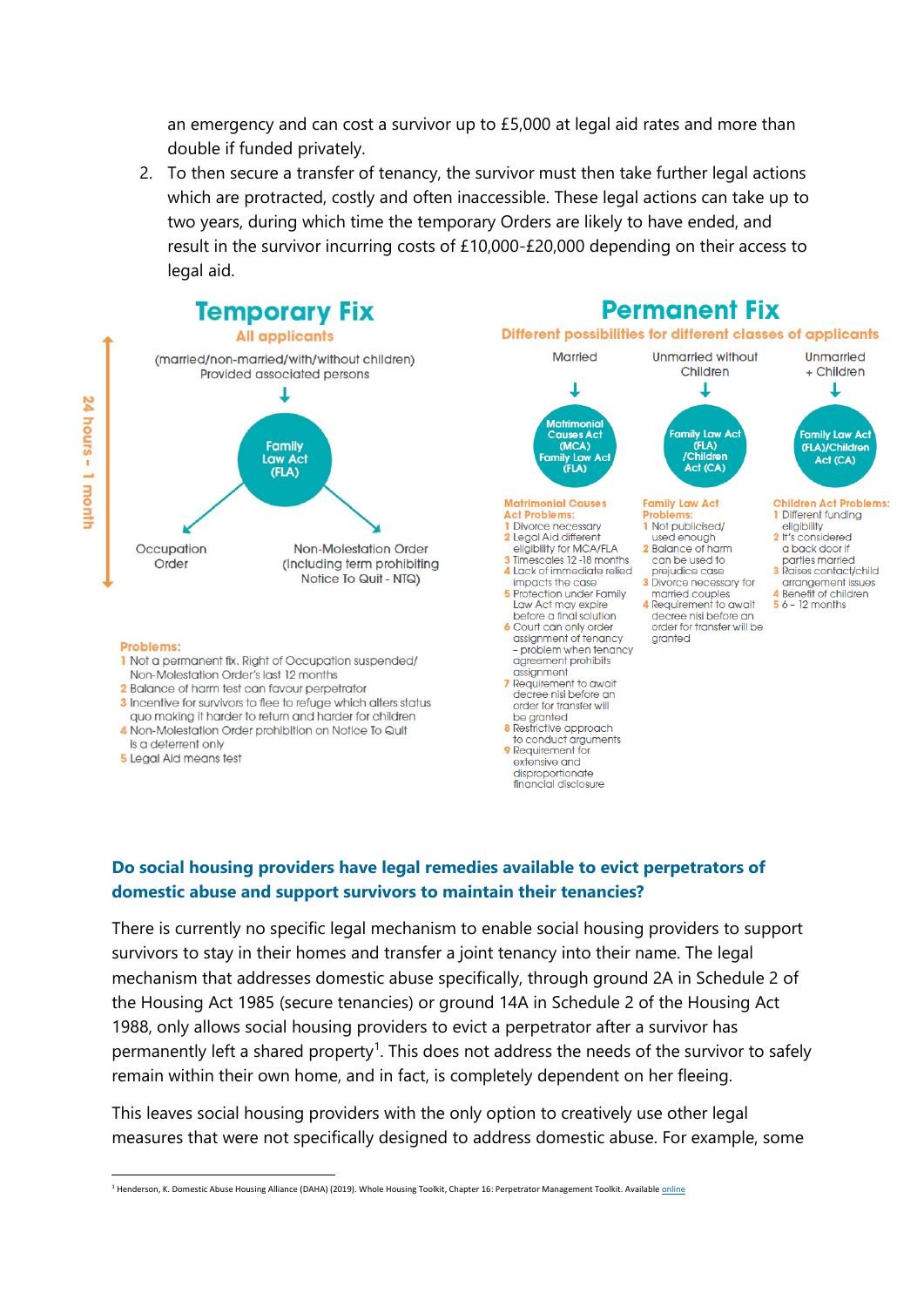an emergency and can cost a survivor up to £5,000 at legal aid rates and more than double if funded privately.

2. To then secure a transfer of tenancy, the survivor must then take further legal actions which are protracted, costly and often inaccessible. These legal actions can take up to two years, during which time the temporary Orders are likely to have ended, and result in the survivor incurring costs of £10,000-£20,000 depending on their access to legal aid.

## Temporary Fix

**All applicants**

(married/non-married/with/without children)
Provided associated persons

↓

**Family Law Act (FLA)**

- Occupation Order
- Non-Molestation Order (Including term prohibiting Notice To Quit - NTQ)

24 hours - 1 month

**Problems:**

1 Not a permanent fix. Right of Occupation suspended/ Non-Molestation Order's last 12 months
2 Balance of harm test can favour perpetrator
3 Incentive for survivors to flee to refuge which alters status quo making it harder to return and harder for children
4 Non-Molestation Order prohibition on Notice To Quit is a deterrent only
5 Legal Aid means test

## Permanent Fix

**Different possibilities for different classes of applicants**

| Married | Unmarried without Children | Unmarried + Children |
|---|---|---|
| Matrimonial Causes Act (MCA) Family Law Act (FLA) | Family Law Act (FLA) /Children Act (CA) | Family Law Act (FLA)/Children Act (CA) |

**Matrimonial Causes Act Problems:**

1 Divorce necessary
2 Legal Aid different eligibility for MCA/FLA
3 Timescales 12 -18 months
4 Lack of immediate relied impacts the case
5 Protection under Family Law Act may expire before a final solution
6 Court can only order assignment of tenancy – problem when tenancy agreement prohibits assignment
7 Requirement to await decree nisi before an order for transfer will be granted
8 Restrictive approach to conduct arguments
9 Requirement for extensive and disproportionate financial disclosure

**Family Law Act Problems:**

1 Not publicised/ used enough
2 Balance of harm can be used to prejudice case
3 Divorce necessary for married couples
4 Requirement to await decree nisi before an order for transfer will be granted

**Children Act Problems:**

1 Different funding eligibility
2 It's considered a back door if parties married
3 Raises contact/child arrangement issues
4 Benefit of children
5 6 – 12 months

### Do social housing providers have legal remedies available to evict perpetrators of domestic abuse and support survivors to maintain their tenancies?

There is currently no specific legal mechanism to enable social housing providers to support survivors to stay in their homes and transfer a joint tenancy into their name. The legal mechanism that addresses domestic abuse specifically, through ground 2A in Schedule 2 of the Housing Act 1985 (secure tenancies) or ground 14A in Schedule 2 of the Housing Act 1988, only allows social housing providers to evict a perpetrator after a survivor has permanently left a shared property[1]. This does not address the needs of the survivor to safely remain within their own home, and in fact, is completely dependent on her fleeing.

This leaves social housing providers with the only option to creatively use other legal measures that were not specifically designed to address domestic abuse. For example, some

[1] Henderson, K. Domestic Abuse Housing Alliance (DAHA) (2019). Whole Housing Toolkit, Chapter 16: Perpetrator Management Toolkit. Available online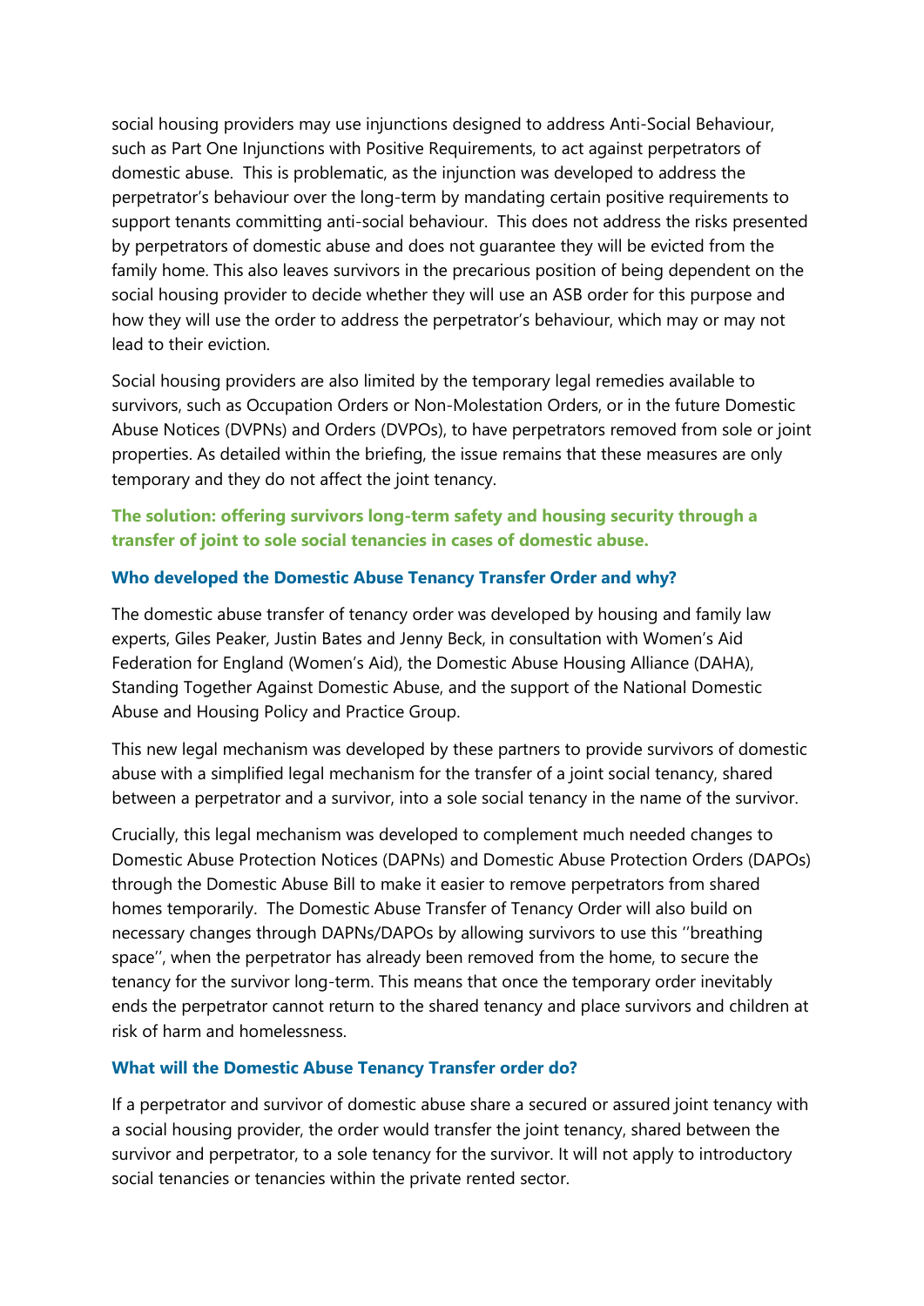social housing providers may use injunctions designed to address Anti-Social Behaviour, such as Part One Injunctions with Positive Requirements, to act against perpetrators of domestic abuse. This is problematic, as the injunction was developed to address the perpetrator's behaviour over the long-term by mandating certain positive requirements to support tenants committing anti-social behaviour. This does not address the risks presented by perpetrators of domestic abuse and does not guarantee they will be evicted from the family home. This also leaves survivors in the precarious position of being dependent on the social housing provider to decide whether they will use an ASB order for this purpose and how they will use the order to address the perpetrator's behaviour, which may or may not lead to their eviction.

Social housing providers are also limited by the temporary legal remedies available to survivors, such as Occupation Orders or Non-Molestation Orders, or in the future Domestic Abuse Notices (DVPNs) and Orders (DVPOs), to have perpetrators removed from sole or joint properties. As detailed within the briefing, the issue remains that these measures are only temporary and they do not affect the joint tenancy.

**The solution: offering survivors long-term safety and housing security through a transfer of joint to sole social tenancies in cases of domestic abuse.**

### Who developed the Domestic Abuse Tenancy Transfer Order and why?

The domestic abuse transfer of tenancy order was developed by housing and family law experts, Giles Peaker, Justin Bates and Jenny Beck, in consultation with Women's Aid Federation for England (Women's Aid), the Domestic Abuse Housing Alliance (DAHA), Standing Together Against Domestic Abuse, and the support of the National Domestic Abuse and Housing Policy and Practice Group.

This new legal mechanism was developed by these partners to provide survivors of domestic abuse with a simplified legal mechanism for the transfer of a joint social tenancy, shared between a perpetrator and a survivor, into a sole social tenancy in the name of the survivor.

Crucially, this legal mechanism was developed to complement much needed changes to Domestic Abuse Protection Notices (DAPNs) and Domestic Abuse Protection Orders (DAPOs) through the Domestic Abuse Bill to make it easier to remove perpetrators from shared homes temporarily. The Domestic Abuse Transfer of Tenancy Order will also build on necessary changes through DAPNs/DAPOs by allowing survivors to use this ''breathing space'', when the perpetrator has already been removed from the home, to secure the tenancy for the survivor long-term. This means that once the temporary order inevitably ends the perpetrator cannot return to the shared tenancy and place survivors and children at risk of harm and homelessness.

### What will the Domestic Abuse Tenancy Transfer order do?

If a perpetrator and survivor of domestic abuse share a secured or assured joint tenancy with a social housing provider, the order would transfer the joint tenancy, shared between the survivor and perpetrator, to a sole tenancy for the survivor. It will not apply to introductory social tenancies or tenancies within the private rented sector.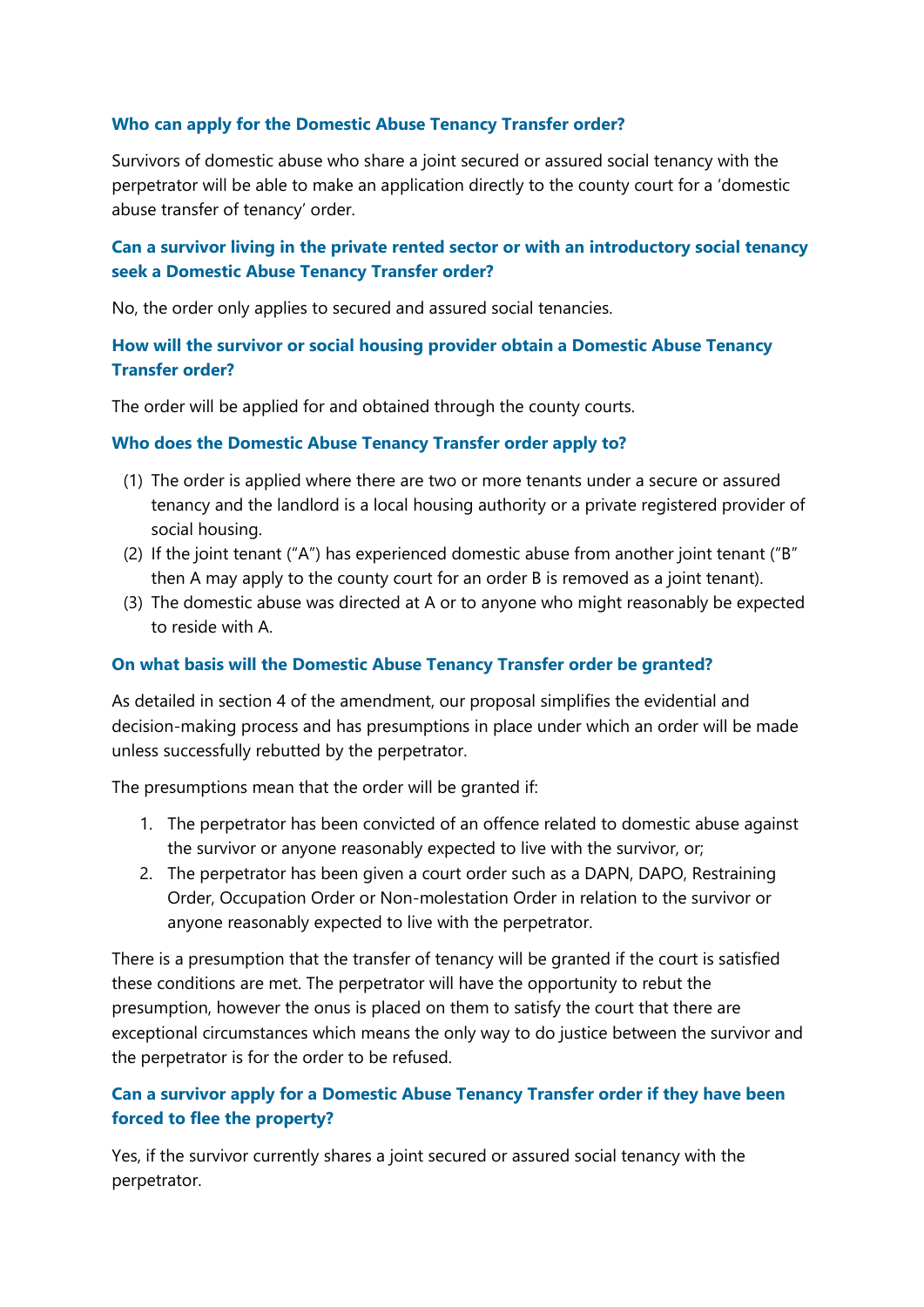### Who can apply for the Domestic Abuse Tenancy Transfer order?

Survivors of domestic abuse who share a joint secured or assured social tenancy with the perpetrator will be able to make an application directly to the county court for a 'domestic abuse transfer of tenancy' order.

### Can a survivor living in the private rented sector or with an introductory social tenancy seek a Domestic Abuse Tenancy Transfer order?

No, the order only applies to secured and assured social tenancies.

### How will the survivor or social housing provider obtain a Domestic Abuse Tenancy Transfer order?

The order will be applied for and obtained through the county courts.

### Who does the Domestic Abuse Tenancy Transfer order apply to?

(1) The order is applied where there are two or more tenants under a secure or assured tenancy and the landlord is a local housing authority or a private registered provider of social housing.
(2) If the joint tenant ("A") has experienced domestic abuse from another joint tenant ("B" then A may apply to the county court for an order B is removed as a joint tenant).
(3) The domestic abuse was directed at A or to anyone who might reasonably be expected to reside with A.

### On what basis will the Domestic Abuse Tenancy Transfer order be granted?

As detailed in section 4 of the amendment, our proposal simplifies the evidential and decision-making process and has presumptions in place under which an order will be made unless successfully rebutted by the perpetrator.

The presumptions mean that the order will be granted if:

1. The perpetrator has been convicted of an offence related to domestic abuse against the survivor or anyone reasonably expected to live with the survivor, or;
2. The perpetrator has been given a court order such as a DAPN, DAPO, Restraining Order, Occupation Order or Non-molestation Order in relation to the survivor or anyone reasonably expected to live with the perpetrator.

There is a presumption that the transfer of tenancy will be granted if the court is satisfied these conditions are met. The perpetrator will have the opportunity to rebut the presumption, however the onus is placed on them to satisfy the court that there are exceptional circumstances which means the only way to do justice between the survivor and the perpetrator is for the order to be refused.

### Can a survivor apply for a Domestic Abuse Tenancy Transfer order if they have been forced to flee the property?

Yes, if the survivor currently shares a joint secured or assured social tenancy with the perpetrator.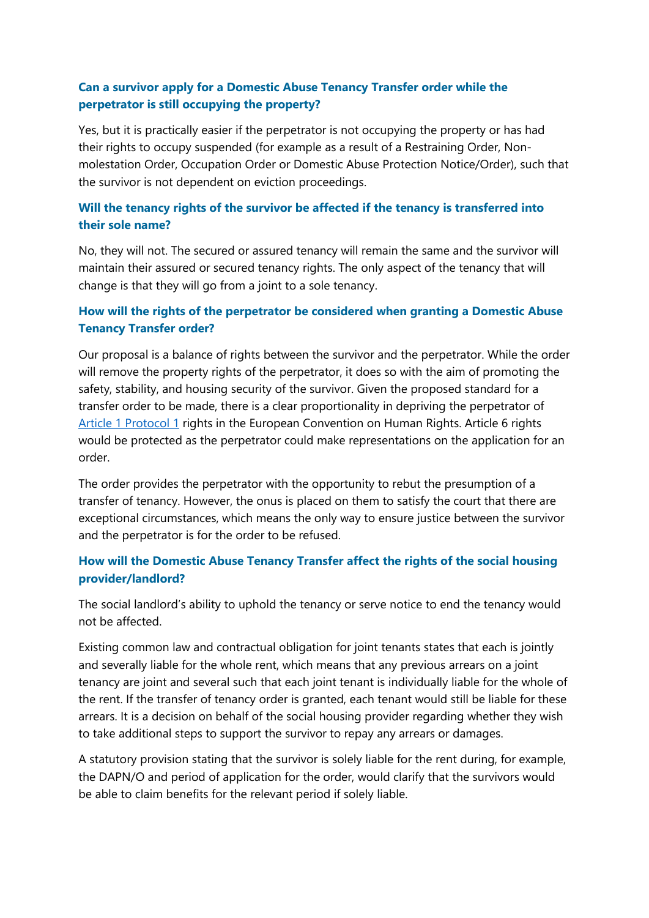### Can a survivor apply for a Domestic Abuse Tenancy Transfer order while the perpetrator is still occupying the property?

Yes, but it is practically easier if the perpetrator is not occupying the property or has had their rights to occupy suspended (for example as a result of a Restraining Order, Non-molestation Order, Occupation Order or Domestic Abuse Protection Notice/Order), such that the survivor is not dependent on eviction proceedings.

### Will the tenancy rights of the survivor be affected if the tenancy is transferred into their sole name?

No, they will not. The secured or assured tenancy will remain the same and the survivor will maintain their assured or secured tenancy rights. The only aspect of the tenancy that will change is that they will go from a joint to a sole tenancy.

### How will the rights of the perpetrator be considered when granting a Domestic Abuse Tenancy Transfer order?

Our proposal is a balance of rights between the survivor and the perpetrator. While the order will remove the property rights of the perpetrator, it does so with the aim of promoting the safety, stability, and housing security of the survivor. Given the proposed standard for a transfer order to be made, there is a clear proportionality in depriving the perpetrator of [Article 1 Protocol 1](#) rights in the European Convention on Human Rights. Article 6 rights would be protected as the perpetrator could make representations on the application for an order.

The order provides the perpetrator with the opportunity to rebut the presumption of a transfer of tenancy. However, the onus is placed on them to satisfy the court that there are exceptional circumstances, which means the only way to ensure justice between the survivor and the perpetrator is for the order to be refused.

### How will the Domestic Abuse Tenancy Transfer affect the rights of the social housing provider/landlord?

The social landlord's ability to uphold the tenancy or serve notice to end the tenancy would not be affected.

Existing common law and contractual obligation for joint tenants states that each is jointly and severally liable for the whole rent, which means that any previous arrears on a joint tenancy are joint and several such that each joint tenant is individually liable for the whole of the rent. If the transfer of tenancy order is granted, each tenant would still be liable for these arrears. It is a decision on behalf of the social housing provider regarding whether they wish to take additional steps to support the survivor to repay any arrears or damages.

A statutory provision stating that the survivor is solely liable for the rent during, for example, the DAPN/O and period of application for the order, would clarify that the survivors would be able to claim benefits for the relevant period if solely liable.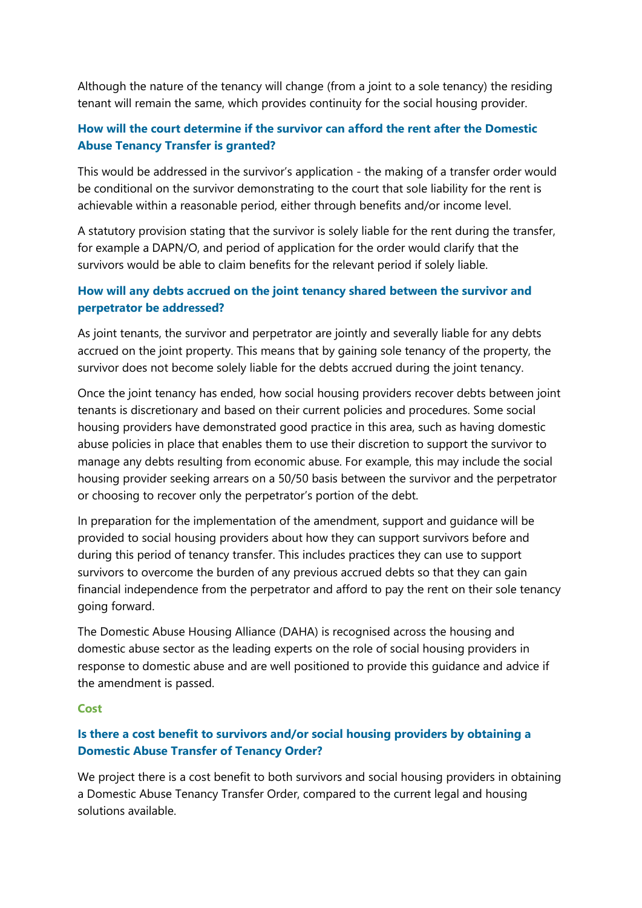Although the nature of the tenancy will change (from a joint to a sole tenancy) the residing tenant will remain the same, which provides continuity for the social housing provider.

### How will the court determine if the survivor can afford the rent after the Domestic Abuse Tenancy Transfer is granted?

This would be addressed in the survivor's application - the making of a transfer order would be conditional on the survivor demonstrating to the court that sole liability for the rent is achievable within a reasonable period, either through benefits and/or income level.

A statutory provision stating that the survivor is solely liable for the rent during the transfer, for example a DAPN/O, and period of application for the order would clarify that the survivors would be able to claim benefits for the relevant period if solely liable.

### How will any debts accrued on the joint tenancy shared between the survivor and perpetrator be addressed?

As joint tenants, the survivor and perpetrator are jointly and severally liable for any debts accrued on the joint property. This means that by gaining sole tenancy of the property, the survivor does not become solely liable for the debts accrued during the joint tenancy.

Once the joint tenancy has ended, how social housing providers recover debts between joint tenants is discretionary and based on their current policies and procedures. Some social housing providers have demonstrated good practice in this area, such as having domestic abuse policies in place that enables them to use their discretion to support the survivor to manage any debts resulting from economic abuse. For example, this may include the social housing provider seeking arrears on a 50/50 basis between the survivor and the perpetrator or choosing to recover only the perpetrator's portion of the debt.

In preparation for the implementation of the amendment, support and guidance will be provided to social housing providers about how they can support survivors before and during this period of tenancy transfer. This includes practices they can use to support survivors to overcome the burden of any previous accrued debts so that they can gain financial independence from the perpetrator and afford to pay the rent on their sole tenancy going forward.

The Domestic Abuse Housing Alliance (DAHA) is recognised across the housing and domestic abuse sector as the leading experts on the role of social housing providers in response to domestic abuse and are well positioned to provide this guidance and advice if the amendment is passed.

## Cost

### Is there a cost benefit to survivors and/or social housing providers by obtaining a Domestic Abuse Transfer of Tenancy Order?

We project there is a cost benefit to both survivors and social housing providers in obtaining a Domestic Abuse Tenancy Transfer Order, compared to the current legal and housing solutions available.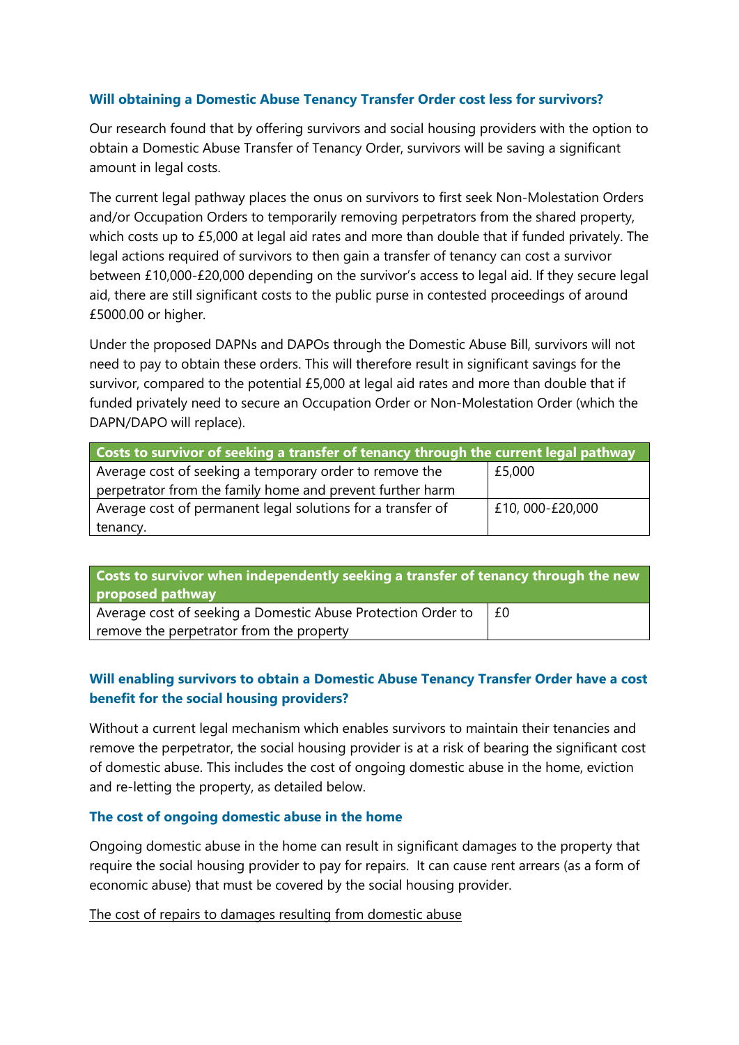### Will obtaining a Domestic Abuse Tenancy Transfer Order cost less for survivors?

Our research found that by offering survivors and social housing providers with the option to obtain a Domestic Abuse Transfer of Tenancy Order, survivors will be saving a significant amount in legal costs.

The current legal pathway places the onus on survivors to first seek Non-Molestation Orders and/or Occupation Orders to temporarily removing perpetrators from the shared property, which costs up to £5,000 at legal aid rates and more than double that if funded privately. The legal actions required of survivors to then gain a transfer of tenancy can cost a survivor between £10,000-£20,000 depending on the survivor's access to legal aid. If they secure legal aid, there are still significant costs to the public purse in contested proceedings of around £5000.00 or higher.

Under the proposed DAPNs and DAPOs through the Domestic Abuse Bill, survivors will not need to pay to obtain these orders. This will therefore result in significant savings for the survivor, compared to the potential £5,000 at legal aid rates and more than double that if funded privately need to secure an Occupation Order or Non-Molestation Order (which the DAPN/DAPO will replace).

| Costs to survivor of seeking a transfer of tenancy through the current legal pathway | |
|---|---|
| Average cost of seeking a temporary order to remove the perpetrator from the family home and prevent further harm | £5,000 |
| Average cost of permanent legal solutions for a transfer of tenancy. | £10, 000-£20,000 |

| Costs to survivor when independently seeking a transfer of tenancy through the new proposed pathway | |
|---|---|
| Average cost of seeking a Domestic Abuse Protection Order to remove the perpetrator from the property | £0 |

### Will enabling survivors to obtain a Domestic Abuse Tenancy Transfer Order have a cost benefit for the social housing providers?

Without a current legal mechanism which enables survivors to maintain their tenancies and remove the perpetrator, the social housing provider is at a risk of bearing the significant cost of domestic abuse. This includes the cost of ongoing domestic abuse in the home, eviction and re-letting the property, as detailed below.

#### The cost of ongoing domestic abuse in the home

Ongoing domestic abuse in the home can result in significant damages to the property that require the social housing provider to pay for repairs. It can cause rent arrears (as a form of economic abuse) that must be covered by the social housing provider.

<u>The cost of repairs to damages resulting from domestic abuse</u>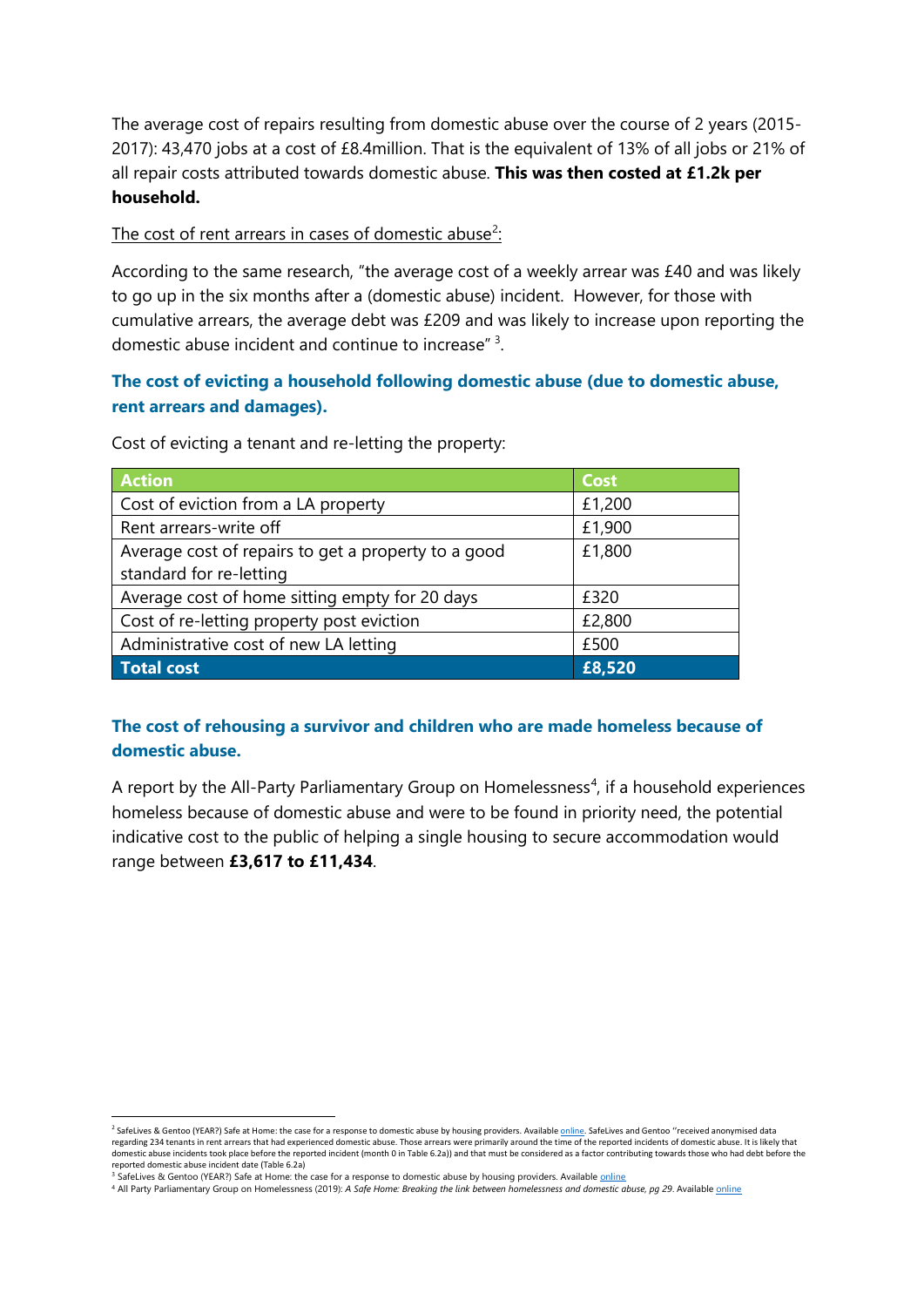The average cost of repairs resulting from domestic abuse over the course of 2 years (2015-2017): 43,470 jobs at a cost of £8.4million. That is the equivalent of 13% of all jobs or 21% of all repair costs attributed towards domestic abuse. **This was then costed at £1.2k per household.**

The cost of rent arrears in cases of domestic abuse[2]:

According to the same research, "the average cost of a weekly arrear was £40 and was likely to go up in the six months after a (domestic abuse) incident. However, for those with cumulative arrears, the average debt was £209 and was likely to increase upon reporting the domestic abuse incident and continue to increase" [3].

### The cost of evicting a household following domestic abuse (due to domestic abuse, rent arrears and damages).

Cost of evicting a tenant and re-letting the property:

| Action | Cost |
| --- | --- |
| Cost of eviction from a LA property | £1,200 |
| Rent arrears-write off | £1,900 |
| Average cost of repairs to get a property to a good standard for re-letting | £1,800 |
| Average cost of home sitting empty for 20 days | £320 |
| Cost of re-letting property post eviction | £2,800 |
| Administrative cost of new LA letting | £500 |
| **Total cost** | **£8,520** |

### The cost of rehousing a survivor and children who are made homeless because of domestic abuse.

A report by the All-Party Parliamentary Group on Homelessness[4], if a household experiences homeless because of domestic abuse and were to be found in priority need, the potential indicative cost to the public of helping a single housing to secure accommodation would range between **£3,617 to £11,434**.

---

[2] SafeLives & Gentoo (YEAR?) Safe at Home: the case for a response to domestic abuse by housing providers. Available online. SafeLives and Gentoo "received anonymised data regarding 234 tenants in rent arrears that had experienced domestic abuse. Those arrears were primarily around the time of the reported incidents of domestic abuse. It is likely that domestic abuse incidents took place before the reported incident (month 0 in Table 6.2a)) and that must be considered as a factor contributing towards those who had debt before the reported domestic abuse incident date (Table 6.2a)

[3] SafeLives & Gentoo (YEAR?) Safe at Home: the case for a response to domestic abuse by housing providers. Available online

[4] All Party Parliamentary Group on Homelessness (2019): *A Safe Home: Breaking the link between homelessness and domestic abuse, pg 29*. Available online